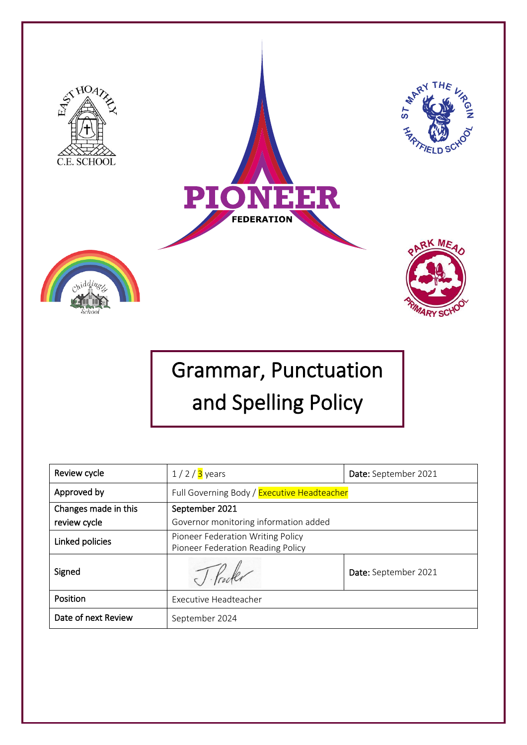# Grammar, Punctuation and Spelling Policy

| Review cycle | 1 / 2 / 3 years | Date: September 2021 |
|---|---|---|
| Approved by | Full Governing Body / Executive Headteacher | |
| Changes made in this review cycle | September 2021<br>Governor monitoring information added | |
| Linked policies | Pioneer Federation Writing Policy<br>Pioneer Federation Reading Policy | |
| Signed | J. Procter | Date: September 2021 |
| Position | Executive Headteacher | |
| Date of next Review | September 2024 | |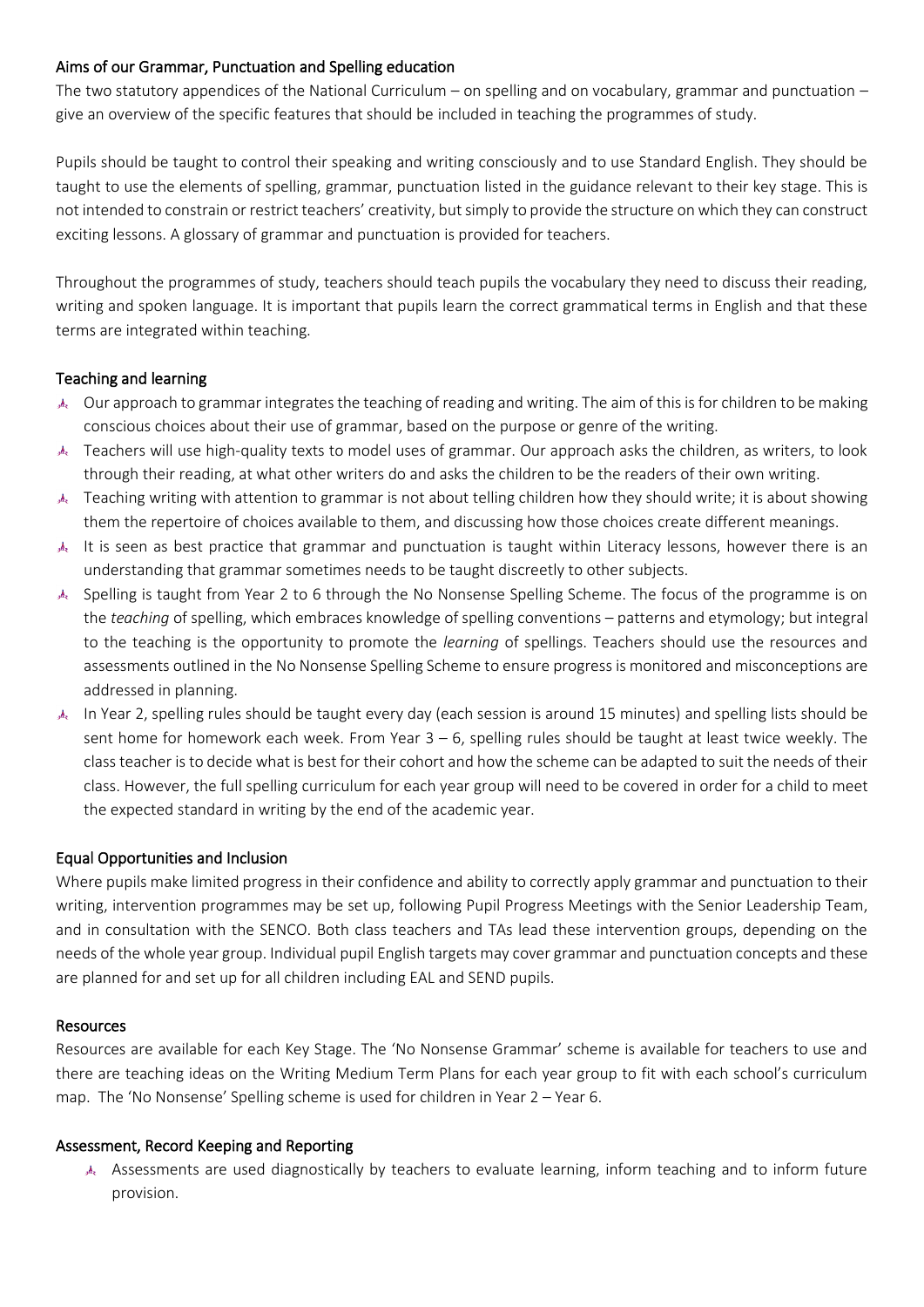## Aims of our Grammar, Punctuation and Spelling education

The two statutory appendices of the National Curriculum – on spelling and on vocabulary, grammar and punctuation – give an overview of the specific features that should be included in teaching the programmes of study.

Pupils should be taught to control their speaking and writing consciously and to use Standard English. They should be taught to use the elements of spelling, grammar, punctuation listed in the guidance relevant to their key stage. This is not intended to constrain or restrict teachers' creativity, but simply to provide the structure on which they can construct exciting lessons. A glossary of grammar and punctuation is provided for teachers.

Throughout the programmes of study, teachers should teach pupils the vocabulary they need to discuss their reading, writing and spoken language. It is important that pupils learn the correct grammatical terms in English and that these terms are integrated within teaching.

## Teaching and learning

- Our approach to grammar integrates the teaching of reading and writing. The aim of this is for children to be making conscious choices about their use of grammar, based on the purpose or genre of the writing.
- Teachers will use high-quality texts to model uses of grammar. Our approach asks the children, as writers, to look through their reading, at what other writers do and asks the children to be the readers of their own writing.
- Teaching writing with attention to grammar is not about telling children how they should write; it is about showing them the repertoire of choices available to them, and discussing how those choices create different meanings.
- It is seen as best practice that grammar and punctuation is taught within Literacy lessons, however there is an understanding that grammar sometimes needs to be taught discreetly to other subjects.
- Spelling is taught from Year 2 to 6 through the No Nonsense Spelling Scheme. The focus of the programme is on the *teaching* of spelling, which embraces knowledge of spelling conventions – patterns and etymology; but integral to the teaching is the opportunity to promote the *learning* of spellings. Teachers should use the resources and assessments outlined in the No Nonsense Spelling Scheme to ensure progress is monitored and misconceptions are addressed in planning.
- In Year 2, spelling rules should be taught every day (each session is around 15 minutes) and spelling lists should be sent home for homework each week. From Year 3 – 6, spelling rules should be taught at least twice weekly. The class teacher is to decide what is best for their cohort and how the scheme can be adapted to suit the needs of their class. However, the full spelling curriculum for each year group will need to be covered in order for a child to meet the expected standard in writing by the end of the academic year.

## Equal Opportunities and Inclusion

Where pupils make limited progress in their confidence and ability to correctly apply grammar and punctuation to their writing, intervention programmes may be set up, following Pupil Progress Meetings with the Senior Leadership Team, and in consultation with the SENCO. Both class teachers and TAs lead these intervention groups, depending on the needs of the whole year group. Individual pupil English targets may cover grammar and punctuation concepts and these are planned for and set up for all children including EAL and SEND pupils.

## Resources

Resources are available for each Key Stage. The 'No Nonsense Grammar' scheme is available for teachers to use and there are teaching ideas on the Writing Medium Term Plans for each year group to fit with each school's curriculum map. The 'No Nonsense' Spelling scheme is used for children in Year 2 – Year 6.

## Assessment, Record Keeping and Reporting

- Assessments are used diagnostically by teachers to evaluate learning, inform teaching and to inform future provision.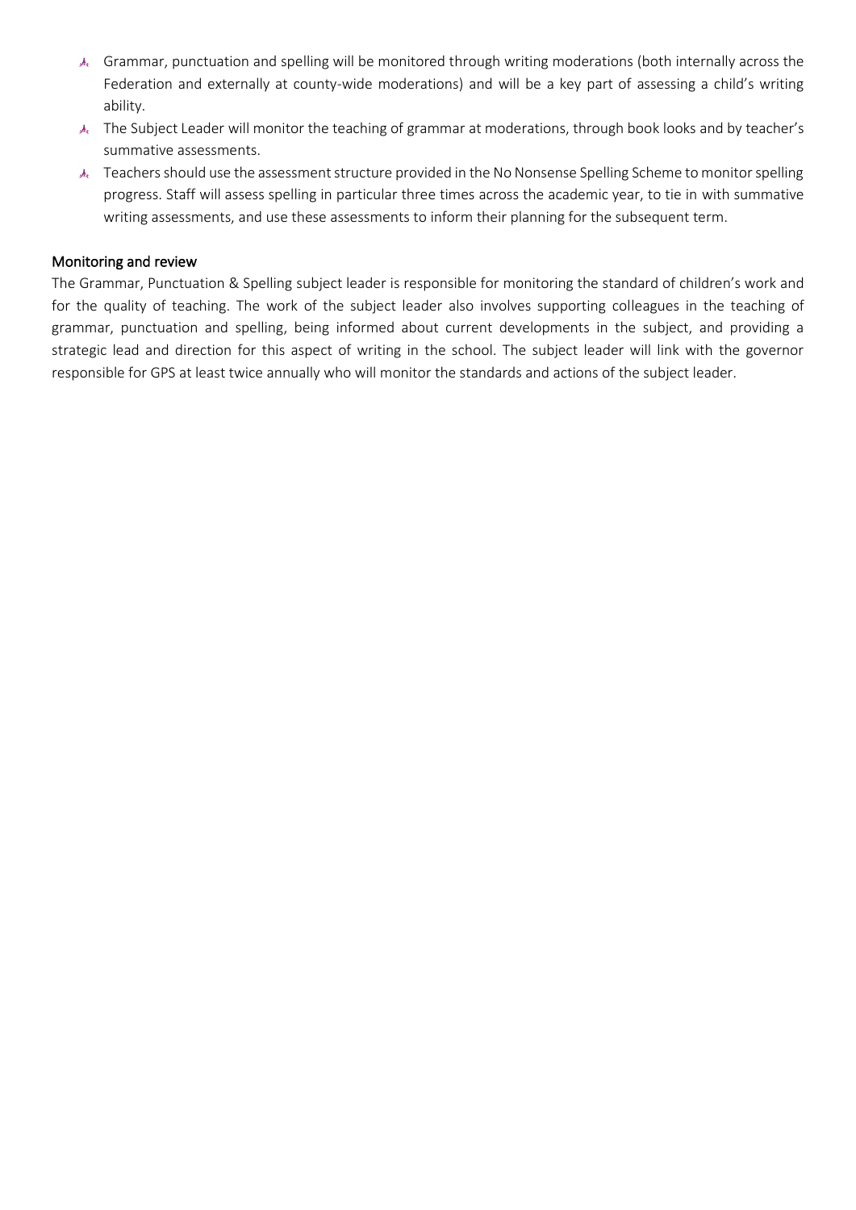- Grammar, punctuation and spelling will be monitored through writing moderations (both internally across the Federation and externally at county-wide moderations) and will be a key part of assessing a child's writing ability.
- The Subject Leader will monitor the teaching of grammar at moderations, through book looks and by teacher's summative assessments.
- Teachers should use the assessment structure provided in the No Nonsense Spelling Scheme to monitor spelling progress. Staff will assess spelling in particular three times across the academic year, to tie in with summative writing assessments, and use these assessments to inform their planning for the subsequent term.

## Monitoring and review

The Grammar, Punctuation & Spelling subject leader is responsible for monitoring the standard of children's work and for the quality of teaching. The work of the subject leader also involves supporting colleagues in the teaching of grammar, punctuation and spelling, being informed about current developments in the subject, and providing a strategic lead and direction for this aspect of writing in the school. The subject leader will link with the governor responsible for GPS at least twice annually who will monitor the standards and actions of the subject leader.